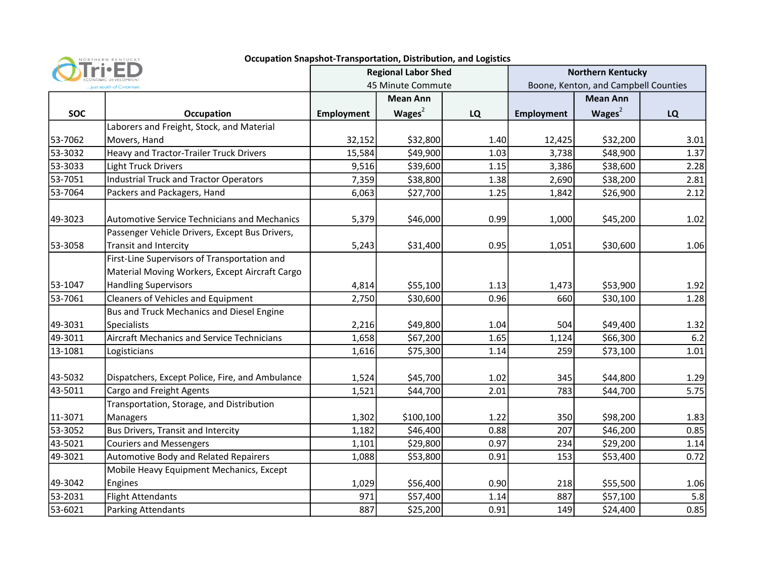Northern Kentucky Tri-ED Economic Development ...just south of Cincinnati

# Occupation Snapshot-Transportation, Distribution, and Logistics

| SOC | Occupation | Regional Labor Shed 45 Minute Commute | | | Northern Kentucky Boone, Kenton, and Campbell Counties | | |
|---|---|---|---|---|---|---|---|
| | | Employment | Mean Ann Wages[2] | LQ | Employment | Mean Ann Wages[2] | LQ |
| 53-7062 | Laborers and Freight, Stock, and Material Movers, Hand | 32,152 | $32,800 | 1.40 | 12,425 | $32,200 | 3.01 |
| 53-3032 | Heavy and Tractor-Trailer Truck Drivers | 15,584 | $49,900 | 1.03 | 3,738 | $48,900 | 1.37 |
| 53-3033 | Light Truck Drivers | 9,516 | $39,600 | 1.15 | 3,386 | $38,600 | 2.28 |
| 53-7051 | Industrial Truck and Tractor Operators | 7,359 | $38,800 | 1.38 | 2,690 | $38,200 | 2.81 |
| 53-7064 | Packers and Packagers, Hand | 6,063 | $27,700 | 1.25 | 1,842 | $26,900 | 2.12 |
| 49-3023 | Automotive Service Technicians and Mechanics | 5,379 | $46,000 | 0.99 | 1,000 | $45,200 | 1.02 |
| 53-3058 | Passenger Vehicle Drivers, Except Bus Drivers, Transit and Intercity | 5,243 | $31,400 | 0.95 | 1,051 | $30,600 | 1.06 |
| 53-1047 | First-Line Supervisors of Transportation and Material Moving Workers, Except Aircraft Cargo Handling Supervisors | 4,814 | $55,100 | 1.13 | 1,473 | $53,900 | 1.92 |
| 53-7061 | Cleaners of Vehicles and Equipment | 2,750 | $30,600 | 0.96 | 660 | $30,100 | 1.28 |
| 49-3031 | Bus and Truck Mechanics and Diesel Engine Specialists | 2,216 | $49,800 | 1.04 | 504 | $49,400 | 1.32 |
| 49-3011 | Aircraft Mechanics and Service Technicians | 1,658 | $67,200 | 1.65 | 1,124 | $66,300 | 6.2 |
| 13-1081 | Logisticians | 1,616 | $75,300 | 1.14 | 259 | $73,100 | 1.01 |
| 43-5032 | Dispatchers, Except Police, Fire, and Ambulance | 1,524 | $45,700 | 1.02 | 345 | $44,800 | 1.29 |
| 43-5011 | Cargo and Freight Agents | 1,521 | $44,700 | 2.01 | 783 | $44,700 | 5.75 |
| 11-3071 | Transportation, Storage, and Distribution Managers | 1,302 | $100,100 | 1.22 | 350 | $98,200 | 1.83 |
| 53-3052 | Bus Drivers, Transit and Intercity | 1,182 | $46,400 | 0.88 | 207 | $46,200 | 0.85 |
| 43-5021 | Couriers and Messengers | 1,101 | $29,800 | 0.97 | 234 | $29,200 | 1.14 |
| 49-3021 | Automotive Body and Related Repairers | 1,088 | $53,800 | 0.91 | 153 | $53,400 | 0.72 |
| 49-3042 | Mobile Heavy Equipment Mechanics, Except Engines | 1,029 | $56,400 | 0.90 | 218 | $55,500 | 1.06 |
| 53-2031 | Flight Attendants | 971 | $57,400 | 1.14 | 887 | $57,100 | 5.8 |
| 53-6021 | Parking Attendants | 887 | $25,200 | 0.91 | 149 | $24,400 | 0.85 |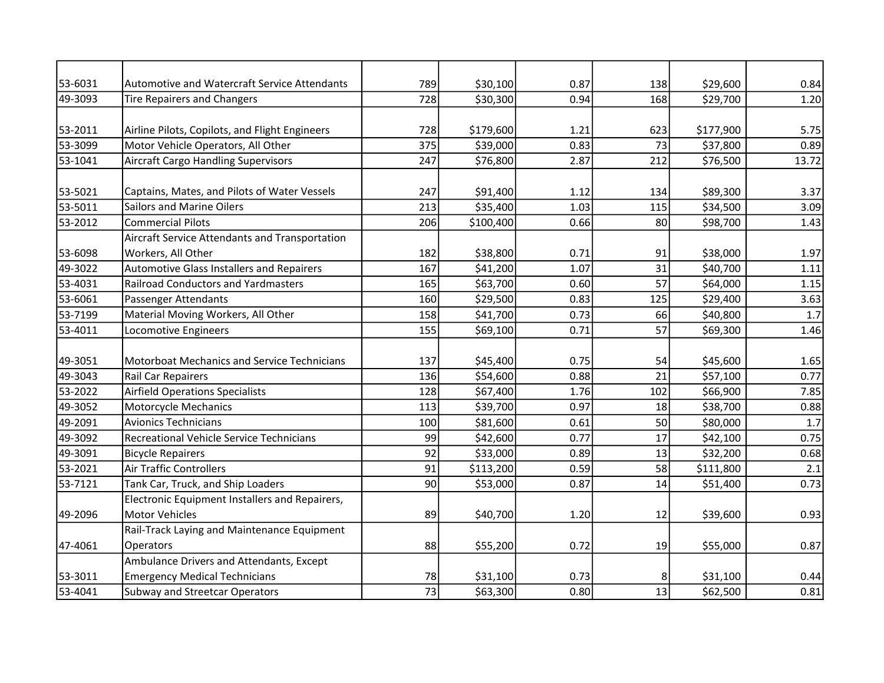| | | | | | | | |
|---|---|---|---|---|---|---|---|
| 53-6031 | Automotive and Watercraft Service Attendants | 789 | $30,100 | 0.87 | 138 | $29,600 | 0.84 |
| 49-3093 | Tire Repairers and Changers | 728 | $30,300 | 0.94 | 168 | $29,700 | 1.20 |
| 53-2011 | Airline Pilots, Copilots, and Flight Engineers | 728 | $179,600 | 1.21 | 623 | $177,900 | 5.75 |
| 53-3099 | Motor Vehicle Operators, All Other | 375 | $39,000 | 0.83 | 73 | $37,800 | 0.89 |
| 53-1041 | Aircraft Cargo Handling Supervisors | 247 | $76,800 | 2.87 | 212 | $76,500 | 13.72 |
| 53-5021 | Captains, Mates, and Pilots of Water Vessels | 247 | $91,400 | 1.12 | 134 | $89,300 | 3.37 |
| 53-5011 | Sailors and Marine Oilers | 213 | $35,400 | 1.03 | 115 | $34,500 | 3.09 |
| 53-2012 | Commercial Pilots | 206 | $100,400 | 0.66 | 80 | $98,700 | 1.43 |
| 53-6098 | Aircraft Service Attendants and Transportation Workers, All Other | 182 | $38,800 | 0.71 | 91 | $38,000 | 1.97 |
| 49-3022 | Automotive Glass Installers and Repairers | 167 | $41,200 | 1.07 | 31 | $40,700 | 1.11 |
| 53-4031 | Railroad Conductors and Yardmasters | 165 | $63,700 | 0.60 | 57 | $64,000 | 1.15 |
| 53-6061 | Passenger Attendants | 160 | $29,500 | 0.83 | 125 | $29,400 | 3.63 |
| 53-7199 | Material Moving Workers, All Other | 158 | $41,700 | 0.73 | 66 | $40,800 | 1.7 |
| 53-4011 | Locomotive Engineers | 155 | $69,100 | 0.71 | 57 | $69,300 | 1.46 |
| 49-3051 | Motorboat Mechanics and Service Technicians | 137 | $45,400 | 0.75 | 54 | $45,600 | 1.65 |
| 49-3043 | Rail Car Repairers | 136 | $54,600 | 0.88 | 21 | $57,100 | 0.77 |
| 53-2022 | Airfield Operations Specialists | 128 | $67,400 | 1.76 | 102 | $66,900 | 7.85 |
| 49-3052 | Motorcycle Mechanics | 113 | $39,700 | 0.97 | 18 | $38,700 | 0.88 |
| 49-2091 | Avionics Technicians | 100 | $81,600 | 0.61 | 50 | $80,000 | 1.7 |
| 49-3092 | Recreational Vehicle Service Technicians | 99 | $42,600 | 0.77 | 17 | $42,100 | 0.75 |
| 49-3091 | Bicycle Repairers | 92 | $33,000 | 0.89 | 13 | $32,200 | 0.68 |
| 53-2021 | Air Traffic Controllers | 91 | $113,200 | 0.59 | 58 | $111,800 | 2.1 |
| 53-7121 | Tank Car, Truck, and Ship Loaders | 90 | $53,000 | 0.87 | 14 | $51,400 | 0.73 |
| 49-2096 | Electronic Equipment Installers and Repairers, Motor Vehicles | 89 | $40,700 | 1.20 | 12 | $39,600 | 0.93 |
| 47-4061 | Rail-Track Laying and Maintenance Equipment Operators | 88 | $55,200 | 0.72 | 19 | $55,000 | 0.87 |
| 53-3011 | Ambulance Drivers and Attendants, Except Emergency Medical Technicians | 78 | $31,100 | 0.73 | 8 | $31,100 | 0.44 |
| 53-4041 | Subway and Streetcar Operators | 73 | $63,300 | 0.80 | 13 | $62,500 | 0.81 |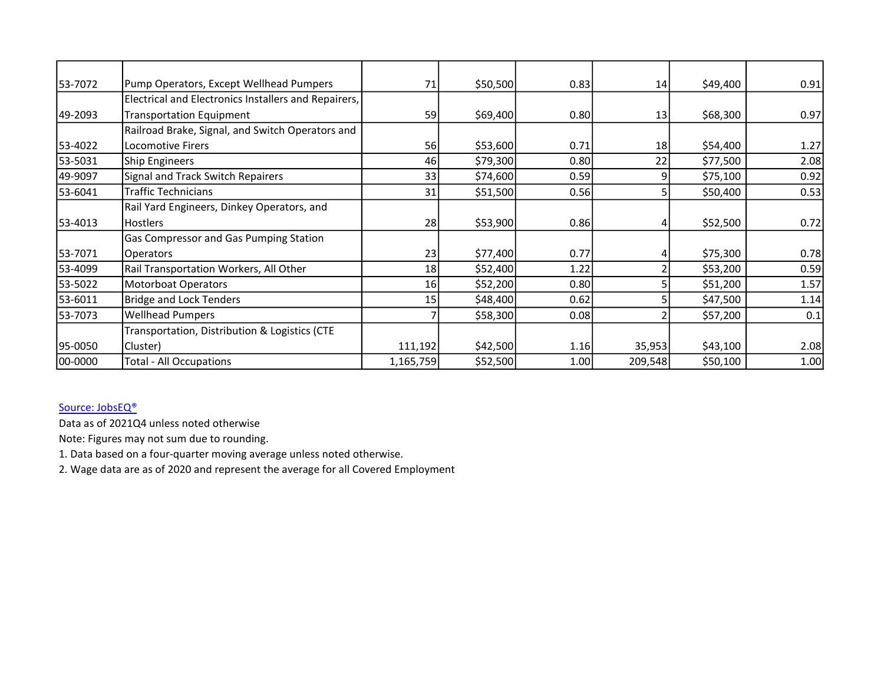| | | | | | | | |
|---|---|---|---|---|---|---|---|
| 53-7072 | Pump Operators, Except Wellhead Pumpers | 71 | $50,500 | 0.83 | 14 | $49,400 | 0.91 |
| 49-2093 | Electrical and Electronics Installers and Repairers, Transportation Equipment | 59 | $69,400 | 0.80 | 13 | $68,300 | 0.97 |
| 53-4022 | Railroad Brake, Signal, and Switch Operators and Locomotive Firers | 56 | $53,600 | 0.71 | 18 | $54,400 | 1.27 |
| 53-5031 | Ship Engineers | 46 | $79,300 | 0.80 | 22 | $77,500 | 2.08 |
| 49-9097 | Signal and Track Switch Repairers | 33 | $74,600 | 0.59 | 9 | $75,100 | 0.92 |
| 53-6041 | Traffic Technicians | 31 | $51,500 | 0.56 | 5 | $50,400 | 0.53 |
| 53-4013 | Rail Yard Engineers, Dinkey Operators, and Hostlers | 28 | $53,900 | 0.86 | 4 | $52,500 | 0.72 |
| 53-7071 | Gas Compressor and Gas Pumping Station Operators | 23 | $77,400 | 0.77 | 4 | $75,300 | 0.78 |
| 53-4099 | Rail Transportation Workers, All Other | 18 | $52,400 | 1.22 | 2 | $53,200 | 0.59 |
| 53-5022 | Motorboat Operators | 16 | $52,200 | 0.80 | 5 | $51,200 | 1.57 |
| 53-6011 | Bridge and Lock Tenders | 15 | $48,400 | 0.62 | 5 | $47,500 | 1.14 |
| 53-7073 | Wellhead Pumpers | 7 | $58,300 | 0.08 | 2 | $57,200 | 0.1 |
| 95-0050 | Transportation, Distribution & Logistics (CTE Cluster) | 111,192 | $42,500 | 1.16 | 35,953 | $43,100 | 2.08 |
| 00-0000 | Total - All Occupations | 1,165,759 | $52,500 | 1.00 | 209,548 | $50,100 | 1.00 |

Source: JobsEQ®

Data as of 2021Q4 unless noted otherwise

Note: Figures may not sum due to rounding.

1. Data based on a four-quarter moving average unless noted otherwise.

2. Wage data are as of 2020 and represent the average for all Covered Employment